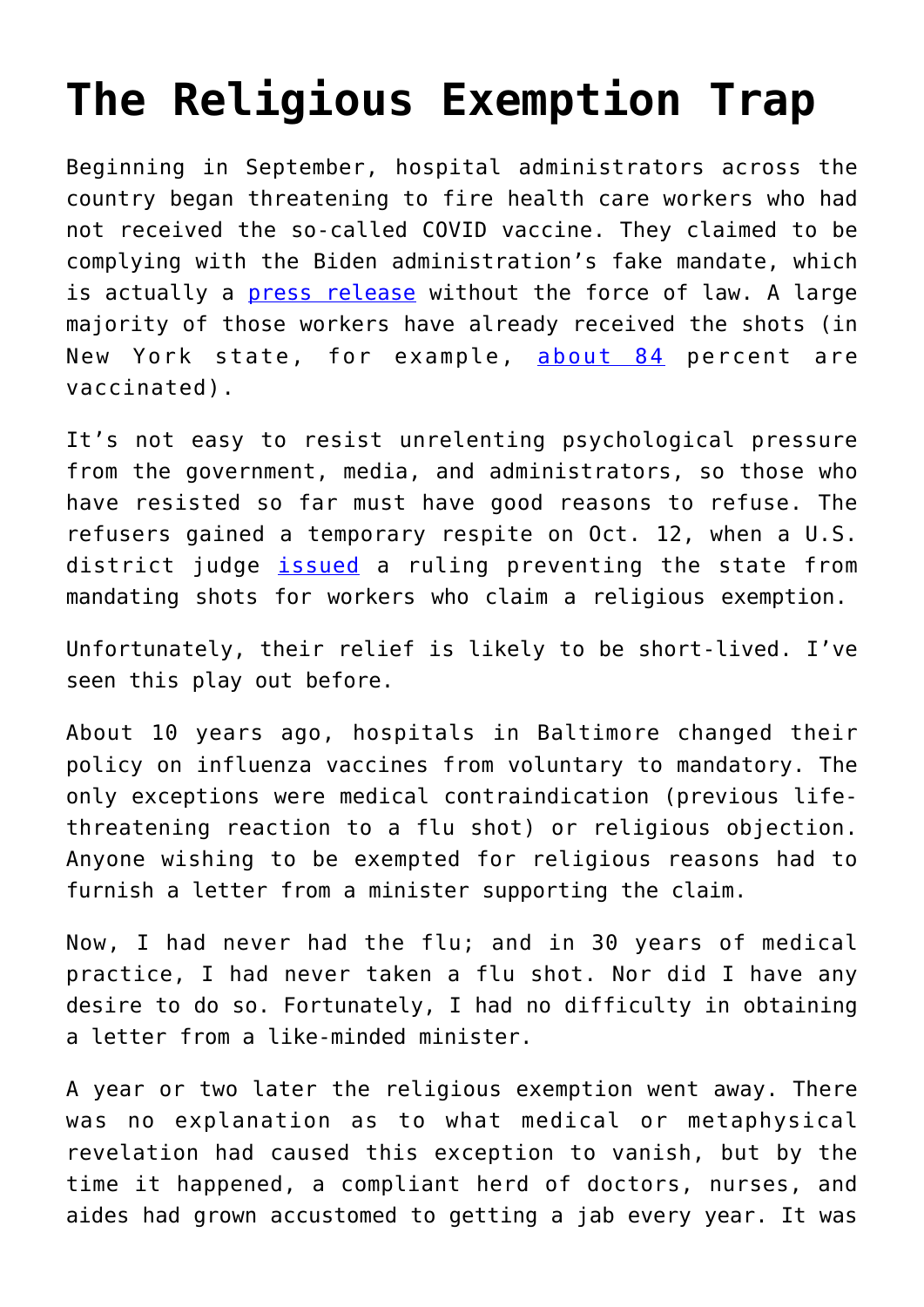# The Religious Exemption Trap

Beginning in September, hospital administrators across the country began threatening to fire health care workers who had not received the so-called COVID vaccine. They claimed to be complying with the Biden administration's fake mandate, which is actually a [press release](press release) without the force of law. A large majority of those workers have already received the shots (in New York state, for example, [about 84](about 84) percent are vaccinated).

It's not easy to resist unrelenting psychological pressure from the government, media, and administrators, so those who have resisted so far must have good reasons to refuse. The refusers gained a temporary respite on Oct. 12, when a U.S. district judge [issued](issued) a ruling preventing the state from mandating shots for workers who claim a religious exemption.

Unfortunately, their relief is likely to be short-lived. I've seen this play out before.

About 10 years ago, hospitals in Baltimore changed their policy on influenza vaccines from voluntary to mandatory. The only exceptions were medical contraindication (previous life-threatening reaction to a flu shot) or religious objection. Anyone wishing to be exempted for religious reasons had to furnish a letter from a minister supporting the claim.

Now, I had never had the flu; and in 30 years of medical practice, I had never taken a flu shot. Nor did I have any desire to do so. Fortunately, I had no difficulty in obtaining a letter from a like-minded minister.

A year or two later the religious exemption went away. There was no explanation as to what medical or metaphysical revelation had caused this exception to vanish, but by the time it happened, a compliant herd of doctors, nurses, and aides had grown accustomed to getting a jab every year. It was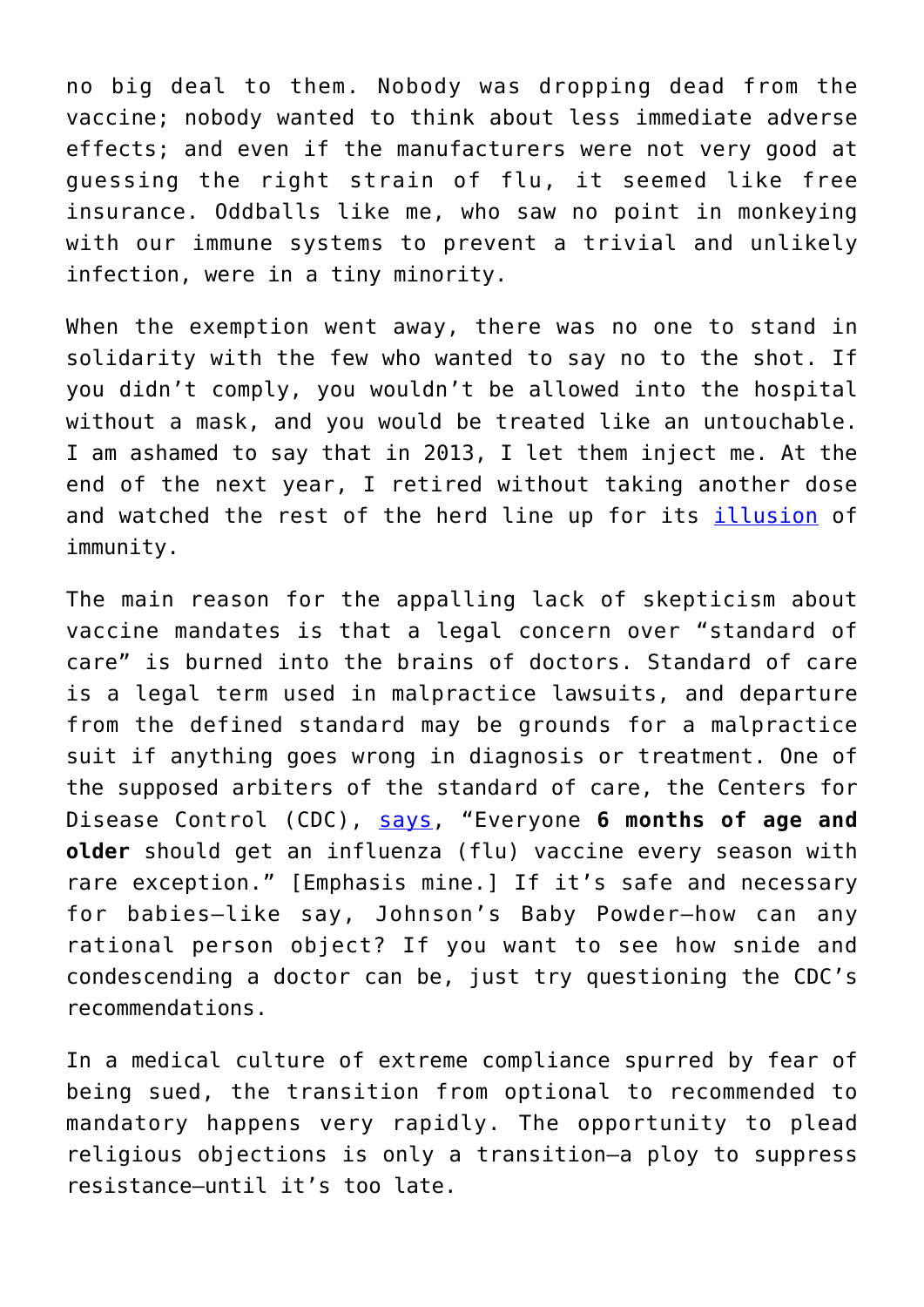no big deal to them. Nobody was dropping dead from the vaccine; nobody wanted to think about less immediate adverse effects; and even if the manufacturers were not very good at guessing the right strain of flu, it seemed like free insurance. Oddballs like me, who saw no point in monkeying with our immune systems to prevent a trivial and unlikely infection, were in a tiny minority.

When the exemption went away, there was no one to stand in solidarity with the few who wanted to say no to the shot. If you didn't comply, you wouldn't be allowed into the hospital without a mask, and you would be treated like an untouchable. I am ashamed to say that in 2013, I let them inject me. At the end of the next year, I retired without taking another dose and watched the rest of the herd line up for its illusion of immunity.

The main reason for the appalling lack of skepticism about vaccine mandates is that a legal concern over "standard of care" is burned into the brains of doctors. Standard of care is a legal term used in malpractice lawsuits, and departure from the defined standard may be grounds for a malpractice suit if anything goes wrong in diagnosis or treatment. One of the supposed arbiters of the standard of care, the Centers for Disease Control (CDC), says, "Everyone **6 months of age and older** should get an influenza (flu) vaccine every season with rare exception." [Emphasis mine.] If it's safe and necessary for babies—like say, Johnson's Baby Powder—how can any rational person object? If you want to see how snide and condescending a doctor can be, just try questioning the CDC's recommendations.

In a medical culture of extreme compliance spurred by fear of being sued, the transition from optional to recommended to mandatory happens very rapidly. The opportunity to plead religious objections is only a transition—a ploy to suppress resistance—until it's too late.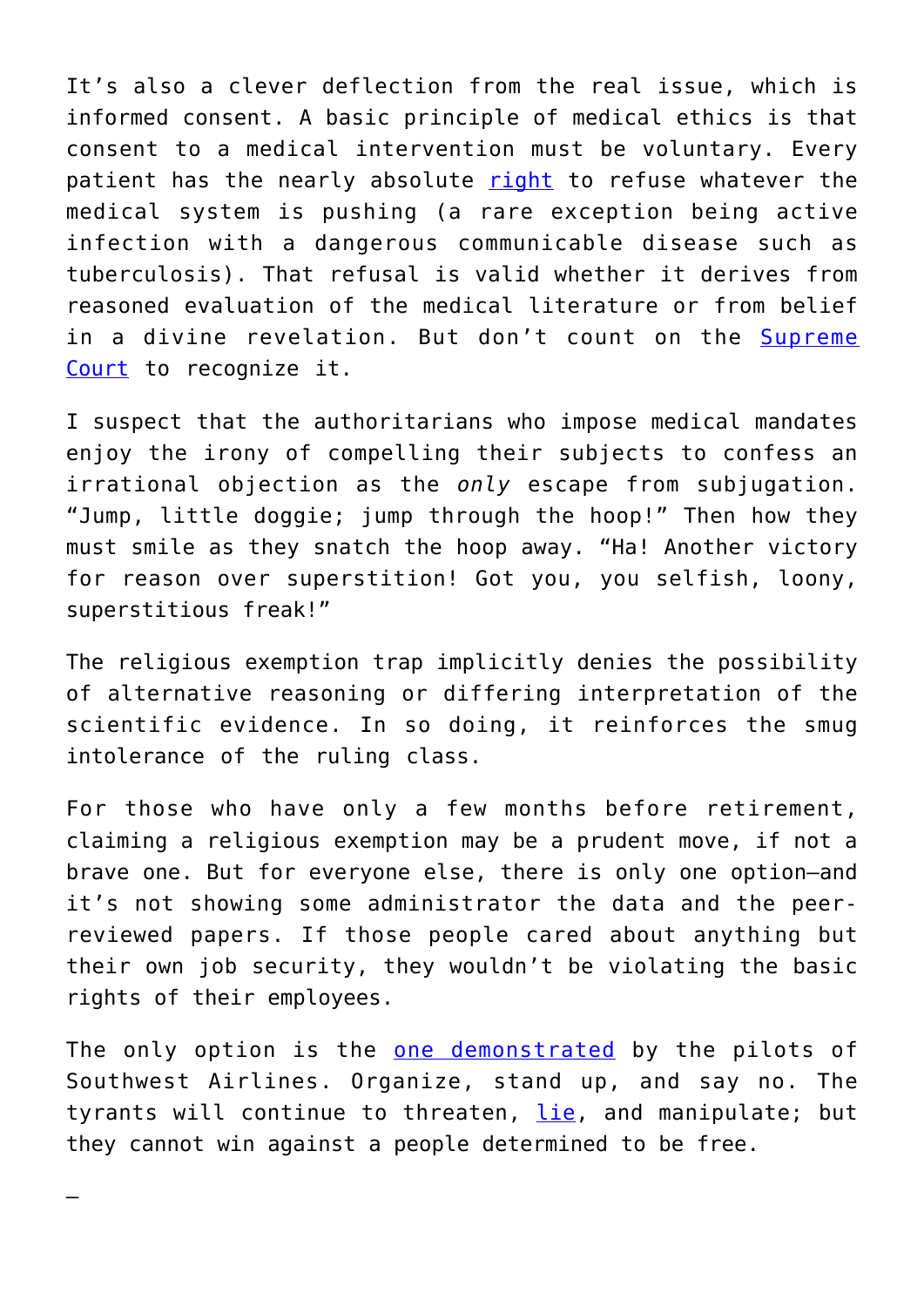It's also a clever deflection from the real issue, which is informed consent. A basic principle of medical ethics is that consent to a medical intervention must be voluntary. Every patient has the nearly absolute right to refuse whatever the medical system is pushing (a rare exception being active infection with a dangerous communicable disease such as tuberculosis). That refusal is valid whether it derives from reasoned evaluation of the medical literature or from belief in a divine revelation. But don't count on the Supreme Court to recognize it.

I suspect that the authoritarians who impose medical mandates enjoy the irony of compelling their subjects to confess an irrational objection as the *only* escape from subjugation. "Jump, little doggie; jump through the hoop!" Then how they must smile as they snatch the hoop away. "Ha! Another victory for reason over superstition! Got you, you selfish, loony, superstitious freak!"

The religious exemption trap implicitly denies the possibility of alternative reasoning or differing interpretation of the scientific evidence. In so doing, it reinforces the smug intolerance of the ruling class.

For those who have only a few months before retirement, claiming a religious exemption may be a prudent move, if not a brave one. But for everyone else, there is only one option—and it's not showing some administrator the data and the peer-reviewed papers. If those people cared about anything but their own job security, they wouldn't be violating the basic rights of their employees.

The only option is the one demonstrated by the pilots of Southwest Airlines. Organize, stand up, and say no. The tyrants will continue to threaten, lie, and manipulate; but they cannot win against a people determined to be free.

—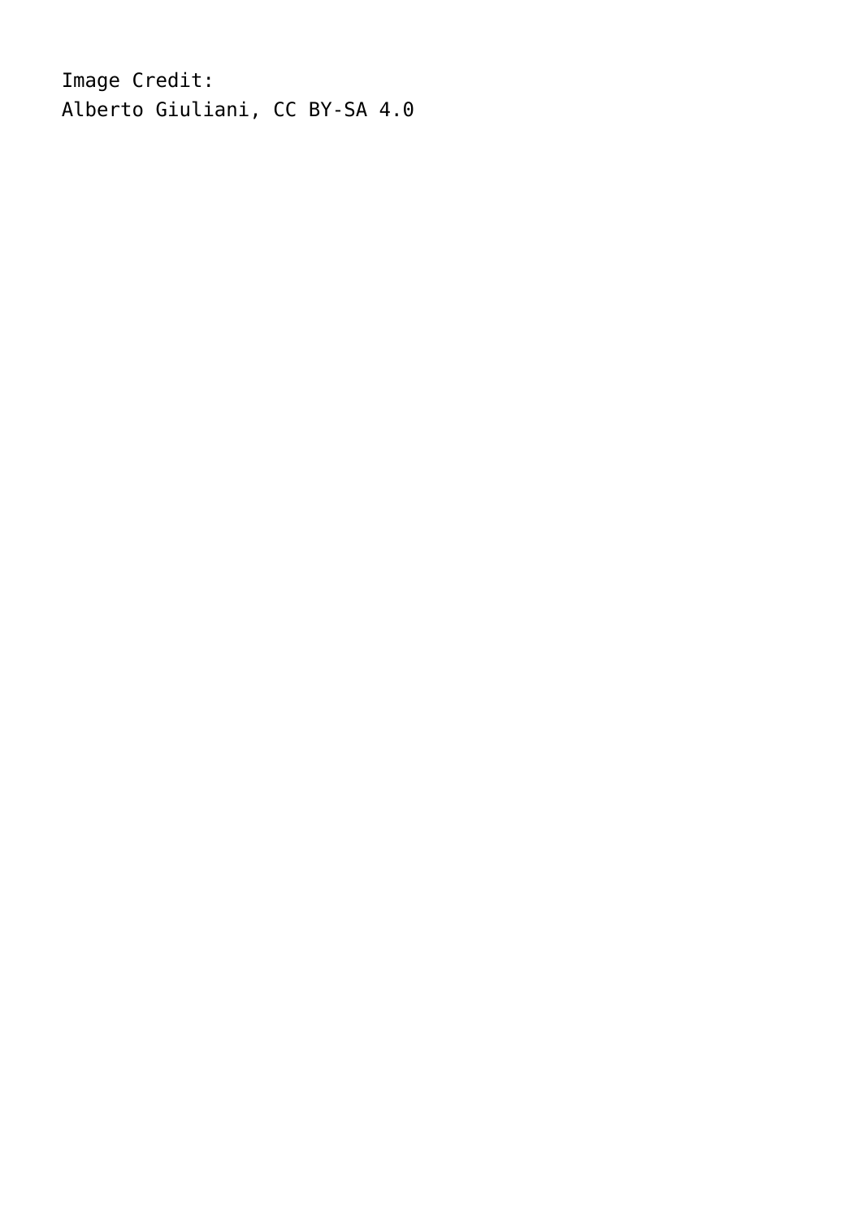Image Credit:
Alberto Giuliani, CC BY-SA 4.0